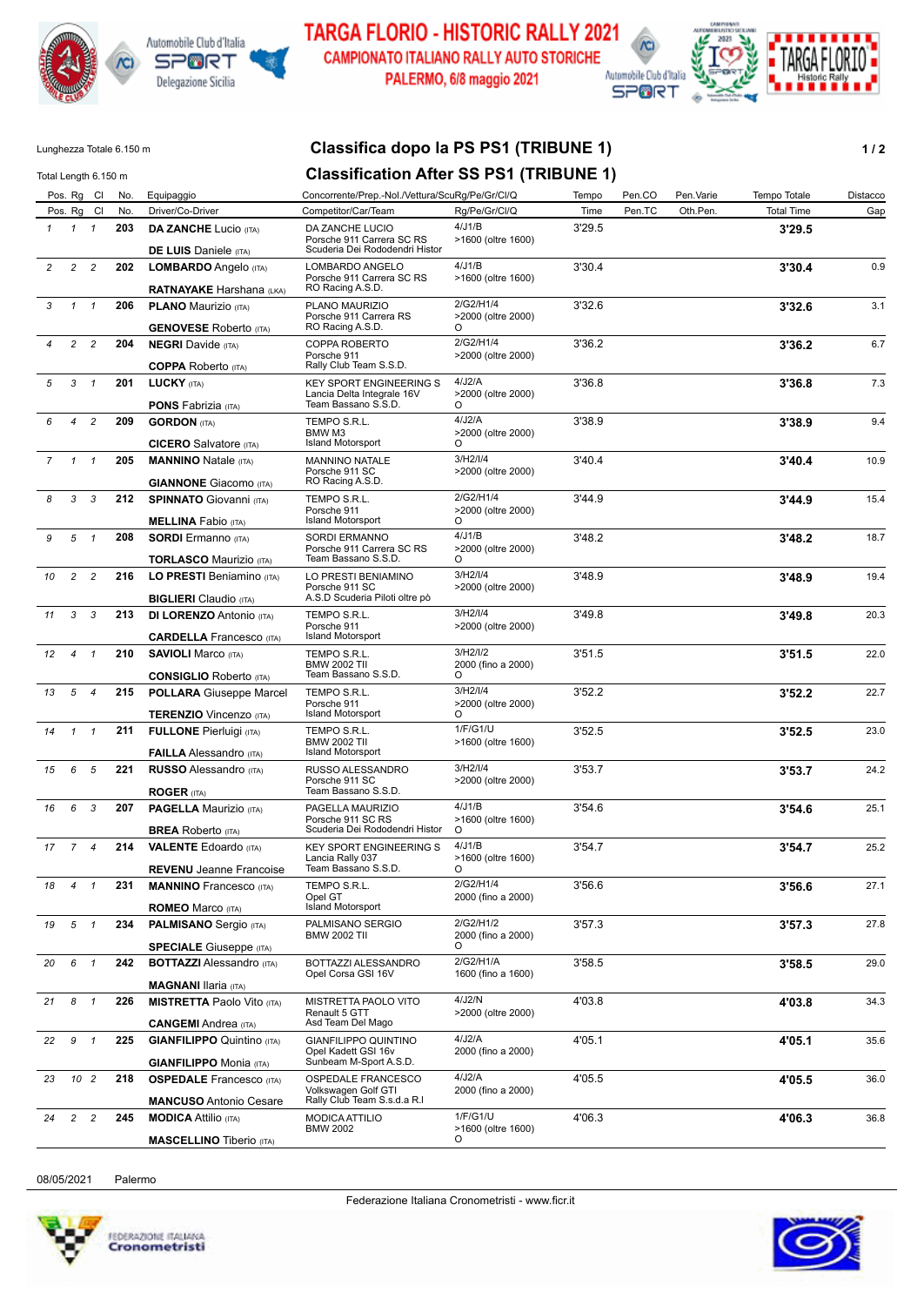# TARGA FLORIO - HISTORIC RALLY 2021

## CAMPIONATO ITALIANO RALLY AUTO STORICHE

### PALERMO, 6/8 maggio 2021

Lunghezza Totale 6.150 m
Total Length 6.150 m

## Classifica dopo la PS PS1 (TRIBUNE 1)
## Classification After SS PS1 (TRIBUNE 1)

| Pos. | Rg | Cl | No. | Equipaggio / Driver/Co-Driver | Concorrente/Prep.-Nol./Vettura/Scu / Competitor/Car/Team | Rg/Pe/Gr/Cl/Q | Tempo / Time | Pen.CO / Pen.TC | Pen.Varie / Oth.Pen. | Tempo Totale / Total Time | Distacco / Gap |
|---|---|---|---|---|---|---|---|---|---|---|---|
| 1 | 1 | 1 | 203 | **DA ZANCHE** Lucio (ITA) / **DE LUIS** Daniele (ITA) | DA ZANCHE LUCIO / Porsche 911 Carrera SC RS / Scuderia Dei Rododendri Histor | 4/J1/B >1600 (oltre 1600) | 3'29.5 | | | **3'29.5** | |
| 2 | 2 | 2 | 202 | **LOMBARDO** Angelo (ITA) / **RATNAYAKE** Harshana (LKA) | LOMBARDO ANGELO / Porsche 911 Carrera SC RS / RO Racing A.S.D. | 4/J1/B >1600 (oltre 1600) | 3'30.4 | | | **3'30.4** | 0.9 |
| 3 | 1 | 1 | 206 | **PLANO** Maurizio (ITA) / **GENOVESE** Roberto (ITA) | PLANO MAURIZIO / Porsche 911 Carrera RS / RO Racing A.S.D. | 2/G2/H1/4 >2000 (oltre 2000) O | 3'32.6 | | | **3'32.6** | 3.1 |
| 4 | 2 | 2 | 204 | **NEGRI** Davide (ITA) / **COPPA** Roberto (ITA) | COPPA ROBERTO / Porsche 911 / Rally Club Team S.S.D. | 2/G2/H1/4 >2000 (oltre 2000) | 3'36.2 | | | **3'36.2** | 6.7 |
| 5 | 3 | 1 | 201 | **LUCKY** (ITA) / **PONS** Fabrizia (ITA) | KEY SPORT ENGINEERING S / Lancia Delta Integrale 16V / Team Bassano S.S.D. | 4/J2/A >2000 (oltre 2000) O | 3'36.8 | | | **3'36.8** | 7.3 |
| 6 | 4 | 2 | 209 | **GORDON** (ITA) / **CICERO** Salvatore (ITA) | TEMPO S.R.L. / BMW M3 / Island Motorsport | 4/J2/A >2000 (oltre 2000) O | 3'38.9 | | | **3'38.9** | 9.4 |
| 7 | 1 | 1 | 205 | **MANNINO** Natale (ITA) / **GIANNONE** Giacomo (ITA) | MANNINO NATALE / Porsche 911 SC / RO Racing A.S.D. | 3/H2/I/4 >2000 (oltre 2000) | 3'40.4 | | | **3'40.4** | 10.9 |
| 8 | 3 | 3 | 212 | **SPINNATO** Giovanni (ITA) / **MELLINA** Fabio (ITA) | TEMPO S.R.L. / Porsche 911 / Island Motorsport | 2/G2/H1/4 >2000 (oltre 2000) O | 3'44.9 | | | **3'44.9** | 15.4 |
| 9 | 5 | 1 | 208 | **SORDI** Ermanno (ITA) / **TORLASCO** Maurizio (ITA) | SORDI ERMANNO / Porsche 911 Carrera SC RS / Team Bassano S.S.D. | 4/J1/B >2000 (oltre 2000) O | 3'48.2 | | | **3'48.2** | 18.7 |
| 10 | 2 | 2 | 216 | **LO PRESTI** Beniamino (ITA) / **BIGLIERI** Claudio (ITA) | LO PRESTI BENIAMINO / Porsche 911 SC / A.S.D Scuderia Piloti oltre pò | 3/H2/I/4 >2000 (oltre 2000) | 3'48.9 | | | **3'48.9** | 19.4 |
| 11 | 3 | 3 | 213 | **DI LORENZO** Antonio (ITA) / **CARDELLA** Francesco (ITA) | TEMPO S.R.L. / Porsche 911 / Island Motorsport | 3/H2/I/4 >2000 (oltre 2000) | 3'49.8 | | | **3'49.8** | 20.3 |
| 12 | 4 | 1 | 210 | **SAVIOLI** Marco (ITA) / **CONSIGLIO** Roberto (ITA) | TEMPO S.R.L. / BMW 2002 TII / Team Bassano S.S.D. | 3/H2/I/2 2000 (fino a 2000) O | 3'51.5 | | | **3'51.5** | 22.0 |
| 13 | 5 | 4 | 215 | **POLLARA** Giuseppe Marcel / **TERENZIO** Vincenzo (ITA) | TEMPO S.R.L. / Porsche 911 / Island Motorsport | 3/H2/I/4 >2000 (oltre 2000) O | 3'52.2 | | | **3'52.2** | 22.7 |
| 14 | 1 | 1 | 211 | **FULLONE** Pierluigi (ITA) / **FAILLA** Alessandro (ITA) | TEMPO S.R.L. / BMW 2002 TII / Island Motorsport | 1/F/G1/U >1600 (oltre 1600) | 3'52.5 | | | **3'52.5** | 23.0 |
| 15 | 6 | 5 | 221 | **RUSSO** Alessandro (ITA) / **ROGER** (ITA) | RUSSO ALESSANDRO / Porsche 911 SC / Team Bassano S.S.D. | 3/H2/I/4 >2000 (oltre 2000) | 3'53.7 | | | **3'53.7** | 24.2 |
| 16 | 6 | 3 | 207 | **PAGELLA** Maurizio (ITA) / **BREA** Roberto (ITA) | PAGELLA MAURIZIO / Porsche 911 SC RS / Scuderia Dei Rododendri Histor | 4/J1/B >1600 (oltre 1600) O | 3'54.6 | | | **3'54.6** | 25.1 |
| 17 | 7 | 4 | 214 | **VALENTE** Edoardo (ITA) / **REVENU** Jeanne Francoise | KEY SPORT ENGINEERING S / Lancia Rally 037 / Team Bassano S.S.D. | 4/J1/B >1600 (oltre 1600) O | 3'54.7 | | | **3'54.7** | 25.2 |
| 18 | 4 | 1 | 231 | **MANNINO** Francesco (ITA) / **ROMEO** Marco (ITA) | TEMPO S.R.L. / Opel GT / Island Motorsport | 2/G2/H1/4 2000 (fino a 2000) | 3'56.6 | | | **3'56.6** | 27.1 |
| 19 | 5 | 1 | 234 | **PALMISANO** Sergio (ITA) / **SPECIALE** Giuseppe (ITA) | PALMISANO SERGIO / BMW 2002 TII | 2/G2/H1/2 2000 (fino a 2000) O | 3'57.3 | | | **3'57.3** | 27.8 |
| 20 | 6 | 1 | 242 | **BOTTAZZI** Alessandro (ITA) / **MAGNANI** Ilaria (ITA) | BOTTAZZI ALESSANDRO / Opel Corsa GSI 16V | 2/G2/H1/A 1600 (fino a 1600) | 3'58.5 | | | **3'58.5** | 29.0 |
| 21 | 8 | 1 | 226 | **MISTRETTA** Paolo Vito (ITA) / **CANGEMI** Andrea (ITA) | MISTRETTA PAOLO VITO / Renault 5 GTT / Asd Team Del Mago | 4/J2/N >2000 (oltre 2000) | 4'03.8 | | | **4'03.8** | 34.3 |
| 22 | 9 | 1 | 225 | **GIANFILIPPO** Quintino (ITA) / **GIANFILIPPO** Monia (ITA) | GIANFILIPPO QUINTINO / Opel Kadett GSI 16v / Sunbeam M-Sport A.S.D. | 4/J2/A 2000 (fino a 2000) | 4'05.1 | | | **4'05.1** | 35.6 |
| 23 | 10 | 2 | 218 | **OSPEDALE** Francesco (ITA) / **MANCUSO** Antonio Cesare | OSPEDALE FRANCESCO / Volkswagen Golf GTI / Rally Club Team S.s.d.a R.l | 4/J2/A 2000 (fino a 2000) | 4'05.5 | | | **4'05.5** | 36.0 |
| 24 | 2 | 2 | 245 | **MODICA** Attilio (ITA) / **MASCELLINO** Tiberio (ITA) | MODICA ATTILIO / BMW 2002 | 1/F/G1/U >1600 (oltre 1600) O | 4'06.3 | | | **4'06.3** | 36.8 |

08/05/2021 Palermo

Federazione Italiana Cronometristi - www.ficr.it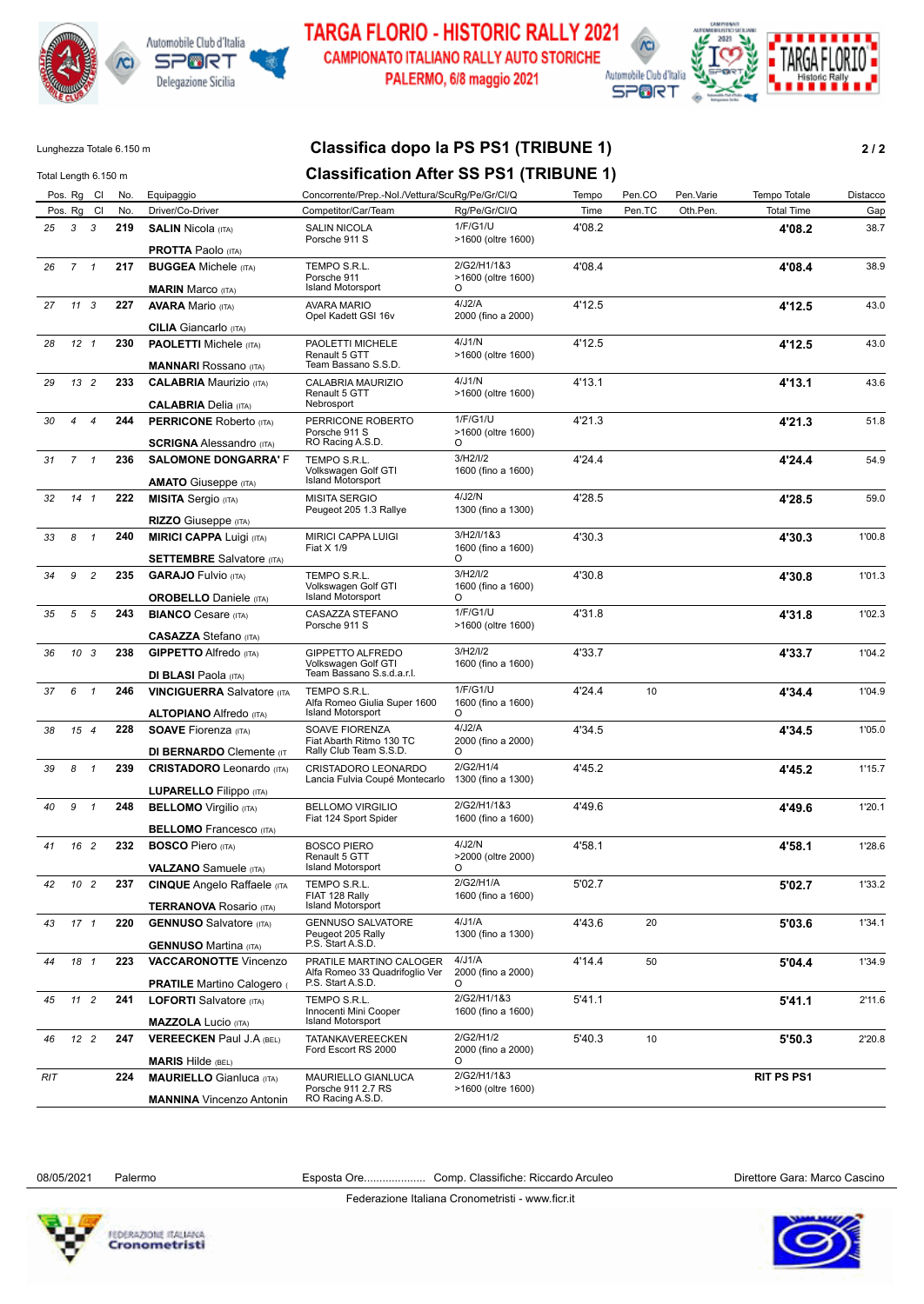# TARGA FLORIO - HISTORIC RALLY 2021

## CAMPIONATO ITALIANO RALLY AUTO STORICHE

PALERMO, 6/8 maggio 2021

Lunghezza Totale 6.150 m

Total Length 6.150 m

## Classifica dopo la PS PS1 (TRIBUNE 1)

## Classification After SS PS1 (TRIBUNE 1)

| Pos. | Rg | Cl | No. | Equipaggio / Driver/Co-Driver | Concorrente/Prep.-Nol./Vettura / Competitor/Car/Team | ScuRg/Pe/Gr/Cl/Q / Rg/Pe/Gr/Cl/Q | Tempo / Time | Pen.CO / Pen.TC | Pen.Varie / Oth.Pen. | Tempo Totale / Total Time | Distacco / Gap |
|---|---|---|---|---|---|---|---|---|---|---|---|
| 25 | 3 | 3 | 219 | **SALIN** Nicola (ITA) / **PROTTA** Paolo (ITA) | SALIN NICOLA / Porsche 911 S | 1/F/G1/U / >1600 (oltre 1600) | 4'08.2 | | | **4'08.2** | 38.7 |
| 26 | 7 | 1 | 217 | **BUGGEA** Michele (ITA) / **MARIN** Marco (ITA) | TEMPO S.R.L. / Porsche 911 / Island Motorsport | 2/G2/H1/1&3 / >1600 (oltre 1600) / O | 4'08.4 | | | **4'08.4** | 38.9 |
| 27 | 11 | 3 | 227 | **AVARA** Mario (ITA) / **CILIA** Giancarlo (ITA) | AVARA MARIO / Opel Kadett GSI 16v | 4/J2/A / 2000 (fino a 2000) | 4'12.5 | | | **4'12.5** | 43.0 |
| 28 | 12 | 1 | 230 | **PAOLETTI** Michele (ITA) / **MANNARI** Rossano (ITA) | PAOLETTI MICHELE / Renault 5 GTT / Team Bassano S.S.D. | 4/J1/N / >1600 (oltre 1600) | 4'12.5 | | | **4'12.5** | 43.0 |
| 29 | 13 | 2 | 233 | **CALABRIA** Maurizio (ITA) / **CALABRIA** Delia (ITA) | CALABRIA MAURIZIO / Renault 5 GTT / Nebrosport | 4/J1/N / >1600 (oltre 1600) | 4'13.1 | | | **4'13.1** | 43.6 |
| 30 | 4 | 4 | 244 | **PERRICONE** Roberto (ITA) / **SCRIGNA** Alessandro (ITA) | PERRICONE ROBERTO / Porsche 911 S / RO Racing A.S.D. | 1/F/G1/U / >1600 (oltre 1600) / O | 4'21.3 | | | **4'21.3** | 51.8 |
| 31 | 7 | 1 | 236 | **SALOMONE DONGARRA'** F / **AMATO** Giuseppe (ITA) | TEMPO S.R.L. / Volkswagen Golf GTI / Island Motorsport | 3/H2/I/2 / 1600 (fino a 1600) | 4'24.4 | | | **4'24.4** | 54.9 |
| 32 | 14 | 1 | 222 | **MISITA** Sergio (ITA) / **RIZZO** Giuseppe (ITA) | MISITA SERGIO / Peugeot 205 1.3 Rallye | 4/J2/N / 1300 (fino a 1300) | 4'28.5 | | | **4'28.5** | 59.0 |
| 33 | 8 | 1 | 240 | **MIRICI CAPPA** Luigi (ITA) / **SETTEMBRE** Salvatore (ITA) | MIRICI CAPPA LUIGI / Fiat X 1/9 | 3/H2/I/1&3 / 1600 (fino a 1600) / O | 4'30.3 | | | **4'30.3** | 1'00.8 |
| 34 | 9 | 2 | 235 | **GARAJO** Fulvio (ITA) / **OROBELLO** Daniele (ITA) | TEMPO S.R.L. / Volkswagen Golf GTI / Island Motorsport | 3/H2/I/2 / 1600 (fino a 1600) / O | 4'30.8 | | | **4'30.8** | 1'01.3 |
| 35 | 5 | 5 | 243 | **BIANCO** Cesare (ITA) / **CASAZZA** Stefano (ITA) | CASAZZA STEFANO / Porsche 911 S | 1/F/G1/U / >1600 (oltre 1600) | 4'31.8 | | | **4'31.8** | 1'02.3 |
| 36 | 10 | 3 | 238 | **GIPPETTO** Alfredo (ITA) / **DI BLASI** Paola (ITA) | GIPPETTO ALFREDO / Volkswagen Golf GTI / Team Bassano S.s.d.a.r.l. | 3/H2/I/2 / 1600 (fino a 1600) | 4'33.7 | | | **4'33.7** | 1'04.2 |
| 37 | 6 | 1 | 246 | **VINCIGUERRA** Salvatore (ITA) / **ALTOPIANO** Alfredo (ITA) | TEMPO S.R.L. / Alfa Romeo Giulia Super 1600 / Island Motorsport | 1/F/G1/U / 1600 (fino a 1600) / O | 4'24.4 | 10 | | **4'34.4** | 1'04.9 |
| 38 | 15 | 4 | 228 | **SOAVE** Fiorenza (ITA) / **DI BERNARDO** Clemente (IT | SOAVE FIORENZA / Fiat Abarth Ritmo 130 TC / Rally Club Team S.S.D. | 4/J2/A / 2000 (fino a 2000) / O | 4'34.5 | | | **4'34.5** | 1'05.0 |
| 39 | 8 | 1 | 239 | **CRISTADORO** Leonardo (ITA) / **LUPARELLO** Filippo (ITA) | CRISTADORO LEONARDO / Lancia Fulvia Coupé Montecarlo | 2/G2/H1/4 / 1300 (fino a 1300) | 4'45.2 | | | **4'45.2** | 1'15.7 |
| 40 | 9 | 1 | 248 | **BELLOMO** Virgilio (ITA) / **BELLOMO** Francesco (ITA) | BELLOMO VIRGILIO / Fiat 124 Sport Spider | 2/G2/H1/1&3 / 1600 (fino a 1600) | 4'49.6 | | | **4'49.6** | 1'20.1 |
| 41 | 16 | 2 | 232 | **BOSCO** Piero (ITA) / **VALZANO** Samuele (ITA) | BOSCO PIERO / Renault 5 GTT / Island Motorsport | 4/J2/N / >2000 (oltre 2000) / O | 4'58.1 | | | **4'58.1** | 1'28.6 |
| 42 | 10 | 2 | 237 | **CINQUE** Angelo Raffaele (ITA / **TERRANOVA** Rosario (ITA) | TEMPO S.R.L. / FIAT 128 Rally / Island Motorsport | 2/G2/H1/A / 1600 (fino a 1600) | 5'02.7 | | | **5'02.7** | 1'33.2 |
| 43 | 17 | 1 | 220 | **GENNUSO** Salvatore (ITA) / **GENNUSO** Martina (ITA) | GENNUSO SALVATORE / Peugeot 205 Rally / P.S. Start A.S.D. | 4/J1/A / 1300 (fino a 1300) | 4'43.6 | 20 | | **5'03.6** | 1'34.1 |
| 44 | 18 | 1 | 223 | **VACCARONOTTE** Vincenzo / **PRATILE** Martino Calogero ( | PRATILE MARTINO CALOGER / Alfa Romeo 33 Quadrifoglio Ver / P.S. Start A.S.D. | 4/J1/A / 2000 (fino a 2000) / O | 4'14.4 | 50 | | **5'04.4** | 1'34.9 |
| 45 | 11 | 2 | 241 | **LOFORTI** Salvatore (ITA) / **MAZZOLA** Lucio (ITA) | TEMPO S.R.L. / Innocenti Mini Cooper / Island Motorsport | 2/G2/H1/1&3 / 1600 (fino a 1600) | 5'41.1 | | | **5'41.1** | 2'11.6 |
| 46 | 12 | 2 | 247 | **VEREECKEN** Paul J.A (BEL) / **MARIS** Hilde (BEL) | TATANKAVEREECKEN / Ford Escort RS 2000 | 2/G2/H1/2 / 2000 (fino a 2000) / O | 5'40.3 | 10 | | **5'50.3** | 2'20.8 |
| RIT | | | 224 | **MAURIELLO** Gianluca (ITA) / **MANNINA** Vincenzo Antonin | MAURIELLO GIANLUCA / Porsche 911 2.7 RS / RO Racing A.S.D. | 2/G2/H1/1&3 / >1600 (oltre 1600) | | | | **RIT PS PS1** | |

08/05/2021 Palermo

Esposta Ore.................... Comp. Classifiche: Riccardo Arculeo

Direttore Gara: Marco Cascino

Federazione Italiana Cronometristi - www.ficr.it